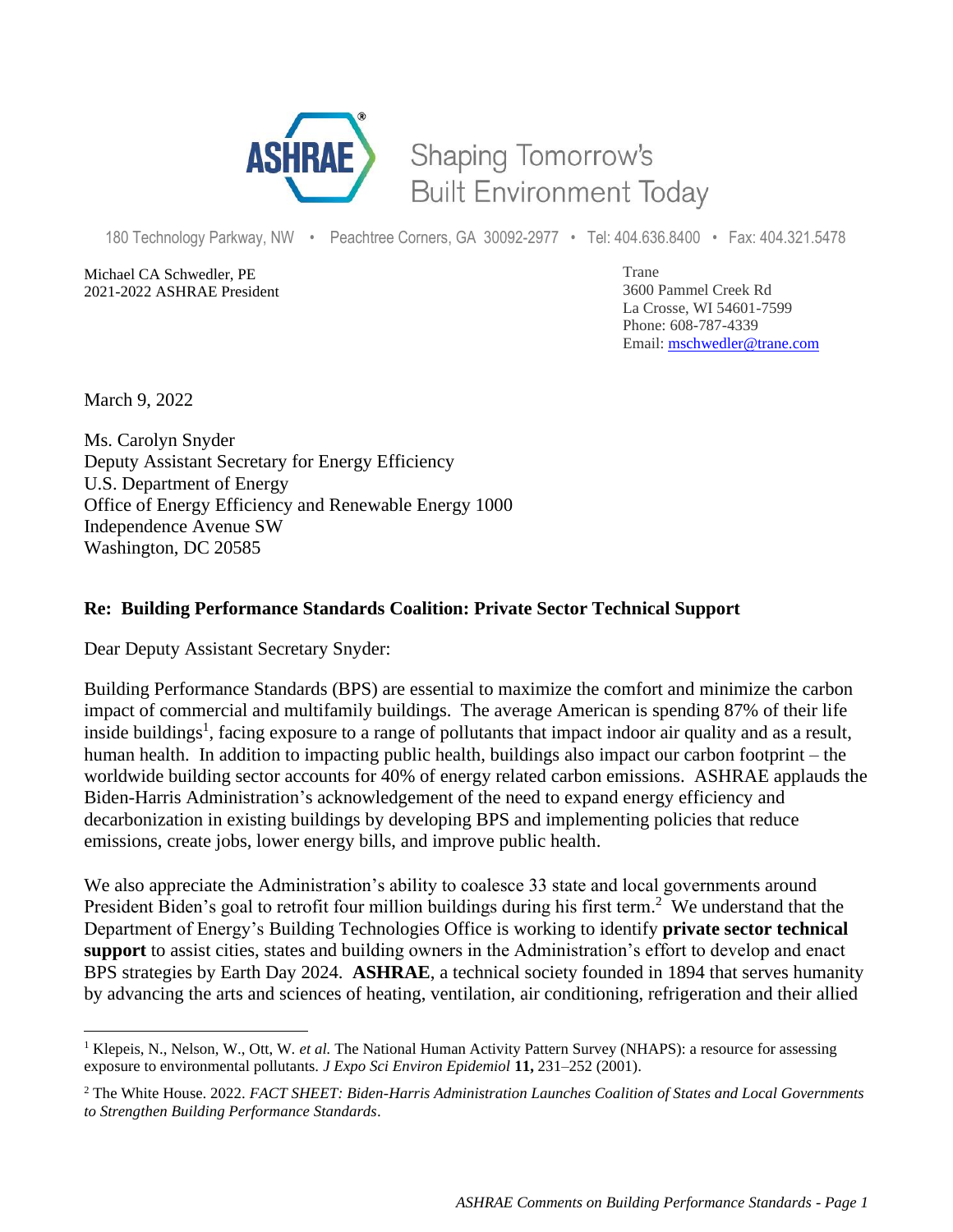ASHRAE Shaping Tomorrow's Built Environment Today

180 Technology Parkway, NW • Peachtree Corners, GA 30092-2977 • Tel: 404.636.8400 • Fax: 404.321.5478

Michael CA Schwedler, PE
2021-2022 ASHRAE President

Trane
3600 Pammel Creek Rd
La Crosse, WI 54601-7599
Phone: 608-787-4339
Email: mschwedler@trane.com

March 9, 2022

Ms. Carolyn Snyder
Deputy Assistant Secretary for Energy Efficiency
U.S. Department of Energy
Office of Energy Efficiency and Renewable Energy 1000
Independence Avenue SW
Washington, DC 20585

**Re: Building Performance Standards Coalition: Private Sector Technical Support**

Dear Deputy Assistant Secretary Snyder:

Building Performance Standards (BPS) are essential to maximize the comfort and minimize the carbon impact of commercial and multifamily buildings. The average American is spending 87% of their life inside buildings[1], facing exposure to a range of pollutants that impact indoor air quality and as a result, human health. In addition to impacting public health, buildings also impact our carbon footprint – the worldwide building sector accounts for 40% of energy related carbon emissions. ASHRAE applauds the Biden-Harris Administration's acknowledgement of the need to expand energy efficiency and decarbonization in existing buildings by developing BPS and implementing policies that reduce emissions, create jobs, lower energy bills, and improve public health.

We also appreciate the Administration's ability to coalesce 33 state and local governments around President Biden's goal to retrofit four million buildings during his first term.[2] We understand that the Department of Energy's Building Technologies Office is working to identify **private sector technical support** to assist cities, states and building owners in the Administration's effort to develop and enact BPS strategies by Earth Day 2024. **ASHRAE**, a technical society founded in 1894 that serves humanity by advancing the arts and sciences of heating, ventilation, air conditioning, refrigeration and their allied

[1] Klepeis, N., Nelson, W., Ott, W. *et al.* The National Human Activity Pattern Survey (NHAPS): a resource for assessing exposure to environmental pollutants. *J Expo Sci Environ Epidemiol* **11,** 231–252 (2001).

[2] The White House. 2022. *FACT SHEET: Biden-Harris Administration Launches Coalition of States and Local Governments to Strengthen Building Performance Standards*.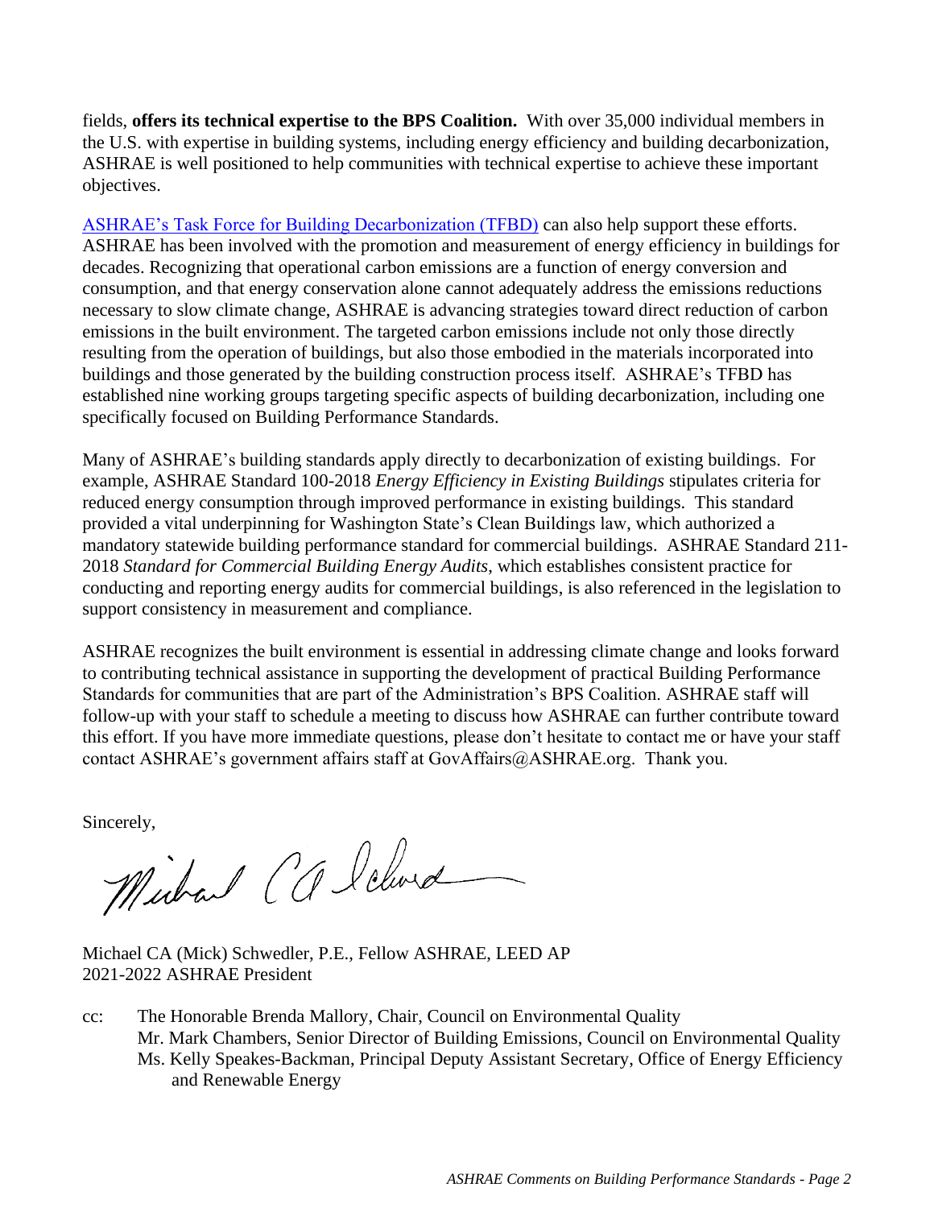fields, **offers its technical expertise to the BPS Coalition.** With over 35,000 individual members in the U.S. with expertise in building systems, including energy efficiency and building decarbonization, ASHRAE is well positioned to help communities with technical expertise to achieve these important objectives.

[ASHRAE's Task Force for Building Decarbonization (TFBD)] can also help support these efforts. ASHRAE has been involved with the promotion and measurement of energy efficiency in buildings for decades. Recognizing that operational carbon emissions are a function of energy conversion and consumption, and that energy conservation alone cannot adequately address the emissions reductions necessary to slow climate change, ASHRAE is advancing strategies toward direct reduction of carbon emissions in the built environment. The targeted carbon emissions include not only those directly resulting from the operation of buildings, but also those embodied in the materials incorporated into buildings and those generated by the building construction process itself. ASHRAE's TFBD has established nine working groups targeting specific aspects of building decarbonization, including one specifically focused on Building Performance Standards.

Many of ASHRAE's building standards apply directly to decarbonization of existing buildings. For example, ASHRAE Standard 100-2018 *Energy Efficiency in Existing Buildings* stipulates criteria for reduced energy consumption through improved performance in existing buildings. This standard provided a vital underpinning for Washington State's Clean Buildings law, which authorized a mandatory statewide building performance standard for commercial buildings. ASHRAE Standard 211-2018 *Standard for Commercial Building Energy Audits*, which establishes consistent practice for conducting and reporting energy audits for commercial buildings, is also referenced in the legislation to support consistency in measurement and compliance.

ASHRAE recognizes the built environment is essential in addressing climate change and looks forward to contributing technical assistance in supporting the development of practical Building Performance Standards for communities that are part of the Administration's BPS Coalition. ASHRAE staff will follow-up with your staff to schedule a meeting to discuss how ASHRAE can further contribute toward this effort. If you have more immediate questions, please don't hesitate to contact me or have your staff contact ASHRAE's government affairs staff at GovAffairs@ASHRAE.org. Thank you.

Sincerely,

Michael CA (Mick) Schwedler, P.E., Fellow ASHRAE, LEED AP
2021-2022 ASHRAE President

cc: The Honorable Brenda Mallory, Chair, Council on Environmental Quality
Mr. Mark Chambers, Senior Director of Building Emissions, Council on Environmental Quality
Ms. Kelly Speakes-Backman, Principal Deputy Assistant Secretary, Office of Energy Efficiency and Renewable Energy